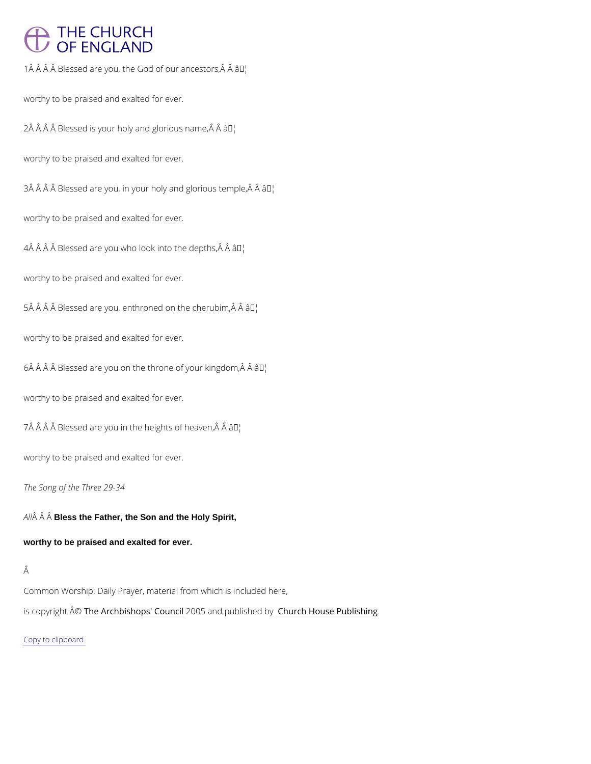# THE CHURCH OF ENGLAND

1Â Â Â Â Blessed are you, the God of our ancestors,Â Â â¦

worthy to be praised and exalted for ever.

2Â Â Â Â Blessed is your holy and glorious name,Â Â â¦

worthy to be praised and exalted for ever.

3Â Â Â Â Blessed are you, in your holy and glorious temple,Â Â â¦

worthy to be praised and exalted for ever.

4Â Â Â Â Blessed are you who look into the depths,Â Â â¦

worthy to be praised and exalted for ever.

5Â Â Â Â Blessed are you, enthroned on the cherubim,Â Â â¦

worthy to be praised and exalted for ever.

6Â Â Â Â Blessed are you on the throne of your kingdom,Â Â â¦

worthy to be praised and exalted for ever.

7Â Â Â Â Blessed are you in the heights of heaven,Â Â â¦

worthy to be praised and exalted for ever.

*The Song of the Three 29-34*

*All*Â Â Â **Bless the Father, the Son and the Holy Spirit,**

**worthy to be praised and exalted for ever.**

Â

Common Worship: Daily Prayer, material from which is included here,

is copyright Â© The Archbishops' Council 2005 and published by Church House Publishing.

Copy to clipboard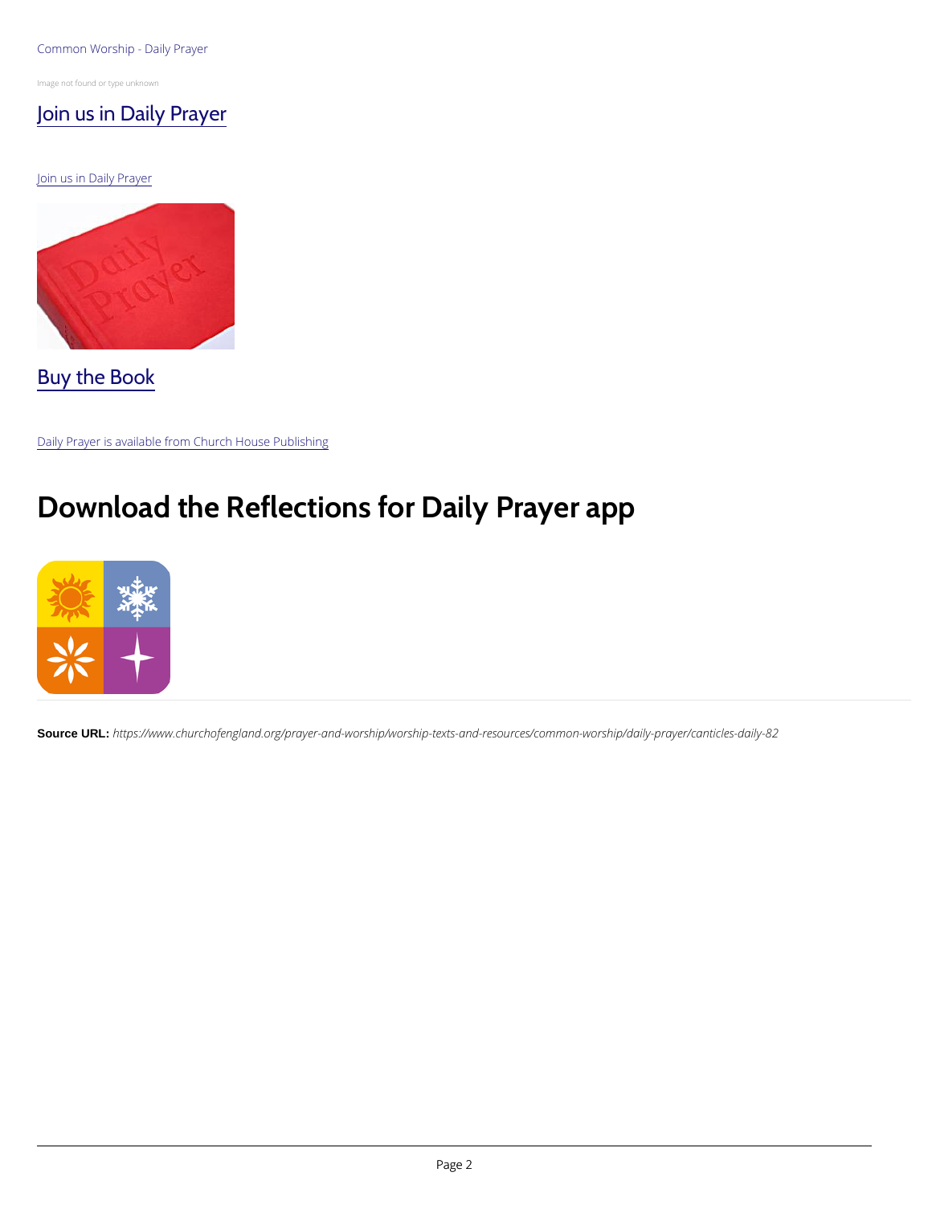Common Worship - Daily Prayer

Image not found or type unknown

## Join us in Daily Prayer

Join us in Daily Prayer

## Buy the Book

Daily Prayer is available from Church House Publishing

# Download the Reflections for Daily Prayer app

**Source URL:** https://www.churchofengland.org/prayer-and-worship/worship-texts-and-resources/common-worship/daily-prayer/canticles-daily-82